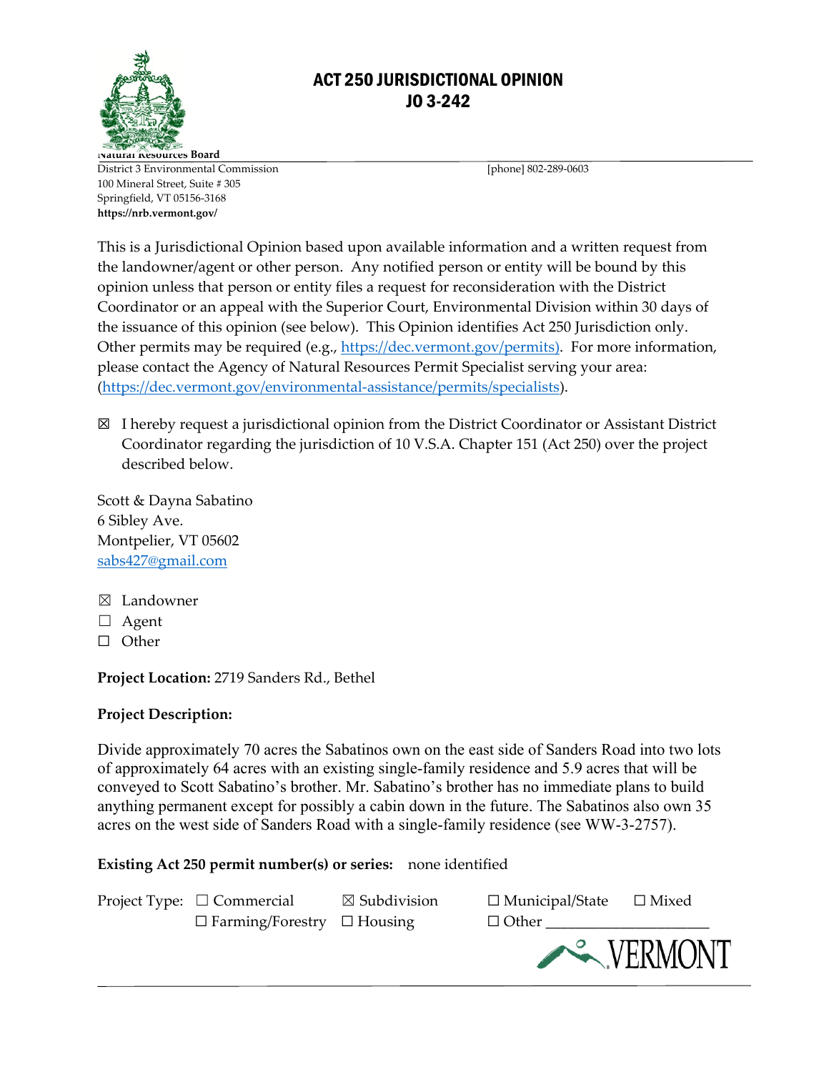# ACT 250 JURISDICTIONAL OPINION
# JO 3-242

Natural Resources Board
District 3 Environmental Commission
100 Mineral Street, Suite # 305
Springfield, VT 05156-3168
**https://nrb.vermont.gov/**

[phone] 802-289-0603

This is a Jurisdictional Opinion based upon available information and a written request from the landowner/agent or other person. Any notified person or entity will be bound by this opinion unless that person or entity files a request for reconsideration with the District Coordinator or an appeal with the Superior Court, Environmental Division within 30 days of the issuance of this opinion (see below). This Opinion identifies Act 250 Jurisdiction only. Other permits may be required (e.g., https://dec.vermont.gov/permits). For more information, please contact the Agency of Natural Resources Permit Specialist serving your area: (https://dec.vermont.gov/environmental-assistance/permits/specialists).

☒ I hereby request a jurisdictional opinion from the District Coordinator or Assistant District Coordinator regarding the jurisdiction of 10 V.S.A. Chapter 151 (Act 250) over the project described below.

Scott & Dayna Sabatino
6 Sibley Ave.
Montpelier, VT 05602
sabs427@gmail.com

☒ Landowner
☐ Agent
☐ Other

**Project Location:** 2719 Sanders Rd., Bethel

**Project Description:**

Divide approximately 70 acres the Sabatinos own on the east side of Sanders Road into two lots of approximately 64 acres with an existing single-family residence and 5.9 acres that will be conveyed to Scott Sabatino's brother. Mr. Sabatino's brother has no immediate plans to build anything permanent except for possibly a cabin down in the future. The Sabatinos also own 35 acres on the west side of Sanders Road with a single-family residence (see WW-3-2757).

**Existing Act 250 permit number(s) or series:** none identified

Project Type: ☐ Commercial ☒ Subdivision ☐ Municipal/State ☐ Mixed
☐ Farming/Forestry ☐ Housing ☐ Other ____________________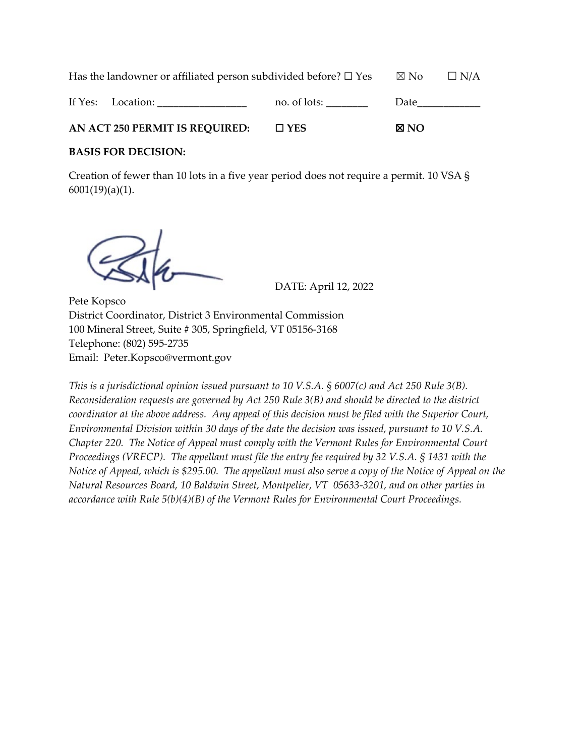Has the landowner or affiliated person subdivided before? ☐ Yes ☒ No ☐ N/A

If Yes: Location: _________________ no. of lots: ________ Date____________

**AN ACT 250 PERMIT IS REQUIRED:** ☐ **YES** ☒ **NO**

**BASIS FOR DECISION:**

Creation of fewer than 10 lots in a five year period does not require a permit. 10 VSA § 6001(19)(a)(1).

DATE: April 12, 2022

Pete Kopsco
District Coordinator, District 3 Environmental Commission
100 Mineral Street, Suite # 305, Springfield, VT 05156-3168
Telephone: (802) 595-2735
Email: Peter.Kopsco@vermont.gov

*This is a jurisdictional opinion issued pursuant to 10 V.S.A. § 6007(c) and Act 250 Rule 3(B). Reconsideration requests are governed by Act 250 Rule 3(B) and should be directed to the district coordinator at the above address. Any appeal of this decision must be filed with the Superior Court, Environmental Division within 30 days of the date the decision was issued, pursuant to 10 V.S.A. Chapter 220. The Notice of Appeal must comply with the Vermont Rules for Environmental Court Proceedings (VRECP). The appellant must file the entry fee required by 32 V.S.A. § 1431 with the Notice of Appeal, which is $295.00. The appellant must also serve a copy of the Notice of Appeal on the Natural Resources Board, 10 Baldwin Street, Montpelier, VT 05633-3201, and on other parties in accordance with Rule 5(b)(4)(B) of the Vermont Rules for Environmental Court Proceedings.*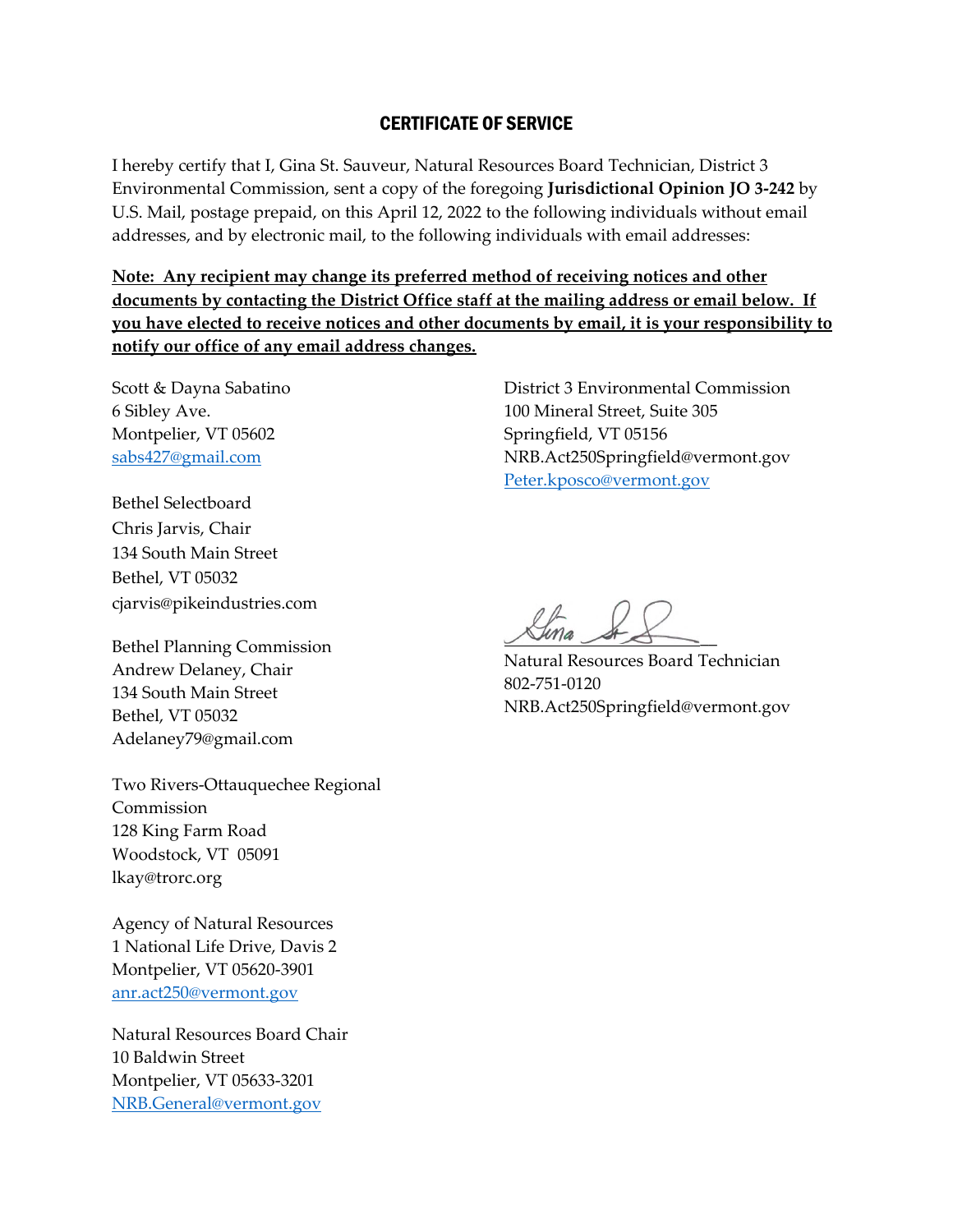## CERTIFICATE OF SERVICE

I hereby certify that I, Gina St. Sauveur, Natural Resources Board Technician, District 3 Environmental Commission, sent a copy of the foregoing **Jurisdictional Opinion JO 3-242** by U.S. Mail, postage prepaid, on this April 12, 2022 to the following individuals without email addresses, and by electronic mail, to the following individuals with email addresses:

**Note: Any recipient may change its preferred method of receiving notices and other documents by contacting the District Office staff at the mailing address or email below. If you have elected to receive notices and other documents by email, it is your responsibility to notify our office of any email address changes.**

Scott & Dayna Sabatino
6 Sibley Ave.
Montpelier, VT 05602
sabs427@gmail.com

Bethel Selectboard
Chris Jarvis, Chair
134 South Main Street
Bethel, VT 05032
cjarvis@pikeindustries.com

Bethel Planning Commission
Andrew Delaney, Chair
134 South Main Street
Bethel, VT 05032
Adelaney79@gmail.com

Two Rivers-Ottauquechee Regional Commission
128 King Farm Road
Woodstock, VT 05091
lkay@trorc.org

Agency of Natural Resources
1 National Life Drive, Davis 2
Montpelier, VT 05620-3901
anr.act250@vermont.gov

Natural Resources Board Chair
10 Baldwin Street
Montpelier, VT 05633-3201
NRB.General@vermont.gov

District 3 Environmental Commission
100 Mineral Street, Suite 305
Springfield, VT 05156
NRB.Act250Springfield@vermont.gov
Peter.kposco@vermont.gov

Natural Resources Board Technician
802-751-0120
NRB.Act250Springfield@vermont.gov